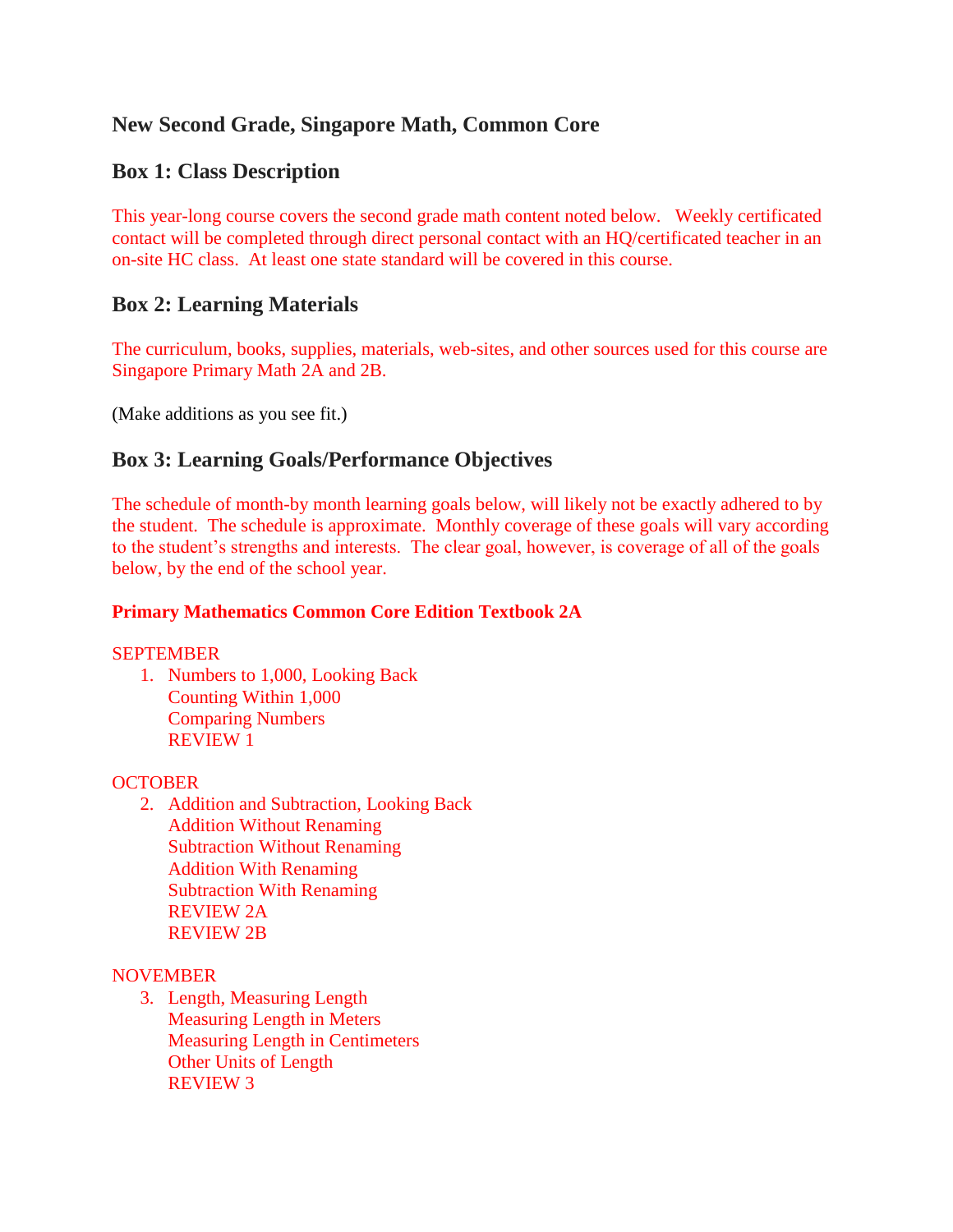## New Second Grade, Singapore Math, Common Core

### Box 1: Class Description

This year-long course covers the second grade math content noted below. Weekly certificated contact will be completed through direct personal contact with an HQ/certificated teacher in an on-site HC class. At least one state standard will be covered in this course.

### Box 2: Learning Materials

The curriculum, books, supplies, materials, web-sites, and other sources used for this course are Singapore Primary Math 2A and 2B.

(Make additions as you see fit.)

### Box 3: Learning Goals/Performance Objectives

The schedule of month-by month learning goals below, will likely not be exactly adhered to by the student. The schedule is approximate. Monthly coverage of these goals will vary according to the student's strengths and interests. The clear goal, however, is coverage of all of the goals below, by the end of the school year.

**Primary Mathematics Common Core Edition Textbook 2A**

SEPTEMBER

1. Numbers to 1,000, Looking Back
   Counting Within 1,000
   Comparing Numbers
   REVIEW 1

OCTOBER

2. Addition and Subtraction, Looking Back
   Addition Without Renaming
   Subtraction Without Renaming
   Addition With Renaming
   Subtraction With Renaming
   REVIEW 2A
   REVIEW 2B

NOVEMBER

3. Length, Measuring Length
   Measuring Length in Meters
   Measuring Length in Centimeters
   Other Units of Length
   REVIEW 3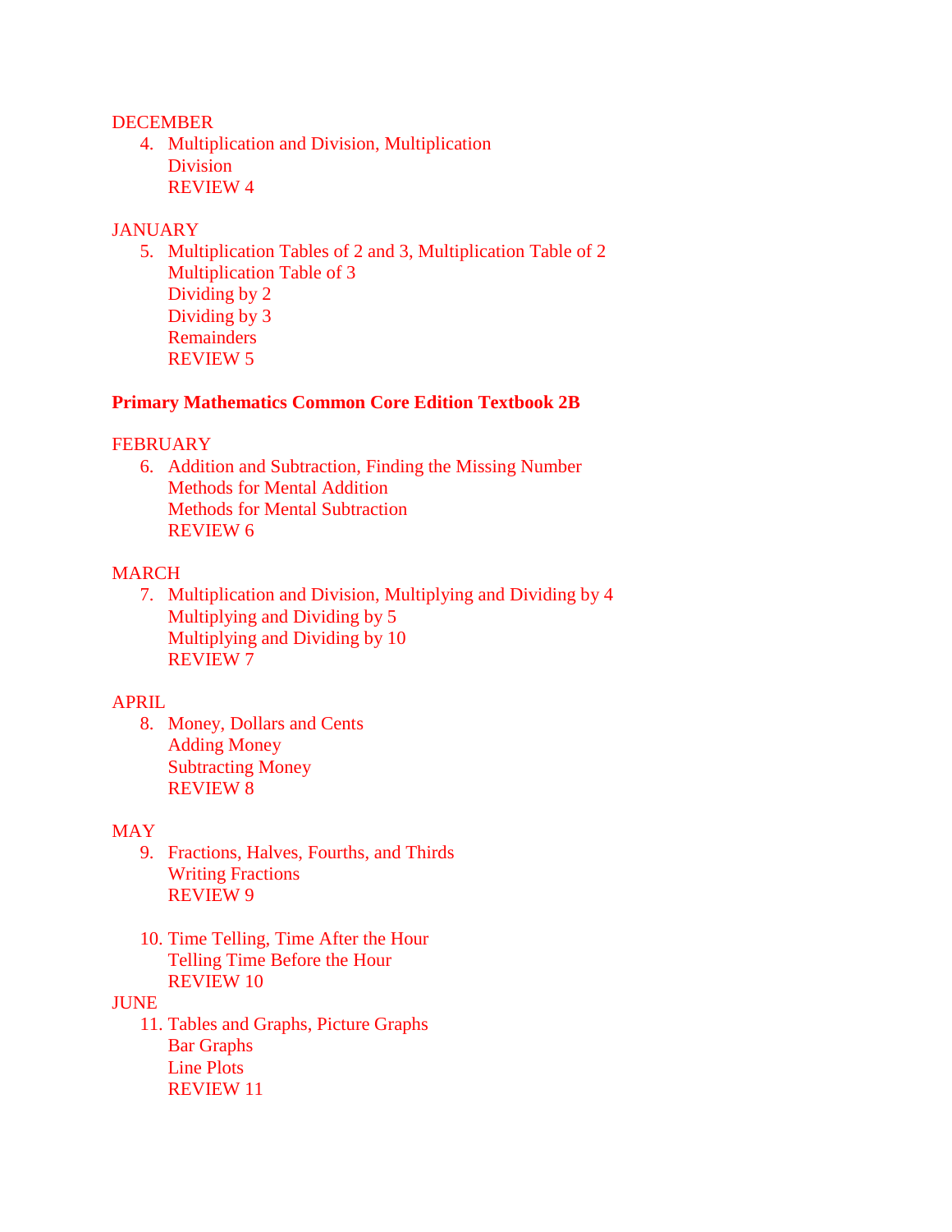DECEMBER

4. Multiplication and Division, Multiplication
   Division
   REVIEW 4

JANUARY

5. Multiplication Tables of 2 and 3, Multiplication Table of 2
   Multiplication Table of 3
   Dividing by 2
   Dividing by 3
   Remainders
   REVIEW 5

**Primary Mathematics Common Core Edition Textbook 2B**

FEBRUARY

6. Addition and Subtraction, Finding the Missing Number
   Methods for Mental Addition
   Methods for Mental Subtraction
   REVIEW 6

MARCH

7. Multiplication and Division, Multiplying and Dividing by 4
   Multiplying and Dividing by 5
   Multiplying and Dividing by 10
   REVIEW 7

APRIL

8. Money, Dollars and Cents
   Adding Money
   Subtracting Money
   REVIEW 8

MAY

9. Fractions, Halves, Fourths, and Thirds
   Writing Fractions
   REVIEW 9

10. Time Telling, Time After the Hour
    Telling Time Before the Hour
    REVIEW 10

JUNE

11. Tables and Graphs, Picture Graphs
    Bar Graphs
    Line Plots
    REVIEW 11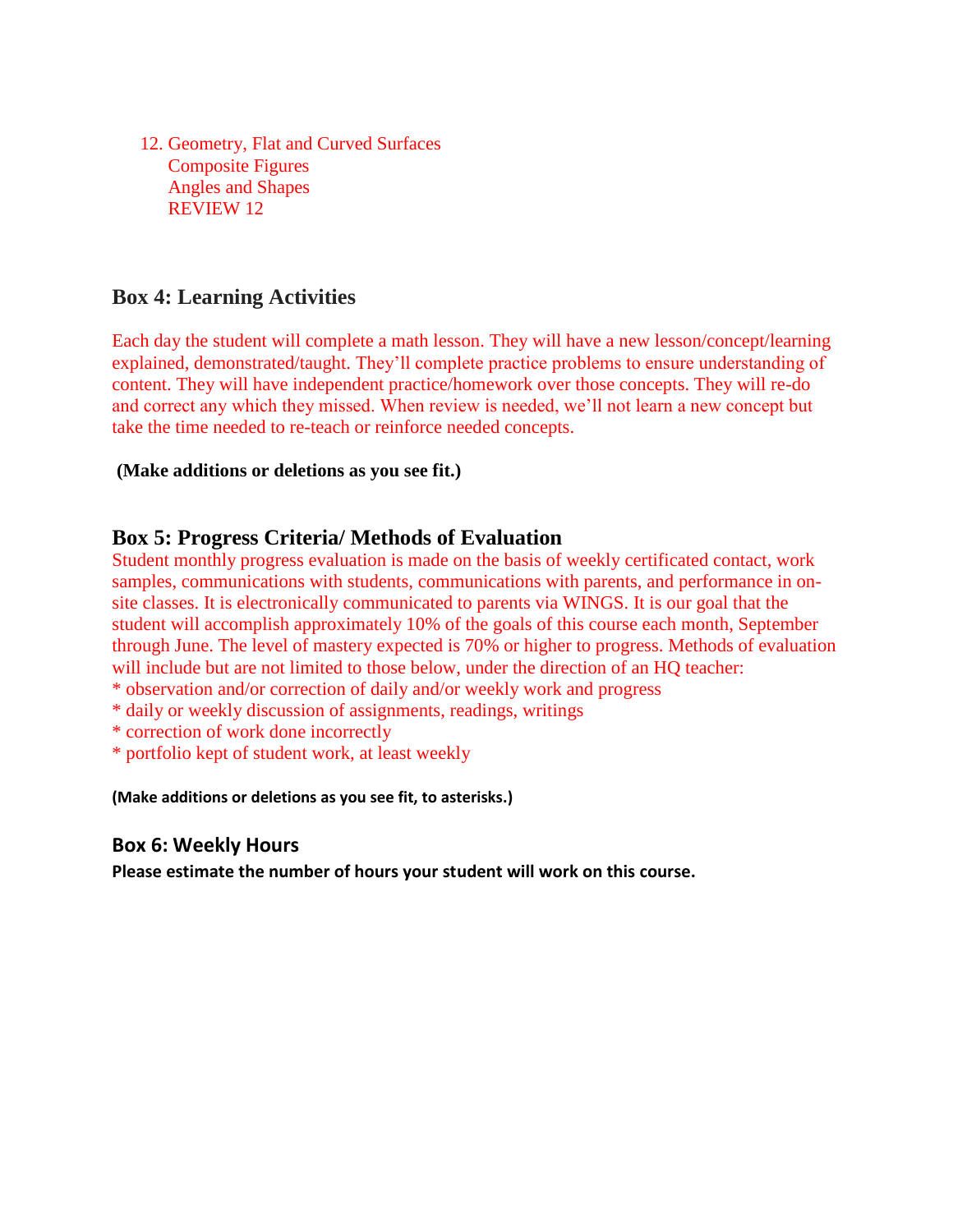12. Geometry, Flat and Curved Surfaces
    Composite Figures
    Angles and Shapes
    REVIEW 12

## Box 4: Learning Activities

Each day the student will complete a math lesson. They will have a new lesson/concept/learning explained, demonstrated/taught. They'll complete practice problems to ensure understanding of content. They will have independent practice/homework over those concepts. They will re-do and correct any which they missed. When review is needed, we'll not learn a new concept but take the time needed to re-teach or reinforce needed concepts.

**(Make additions or deletions as you see fit.)**

## Box 5: Progress Criteria/ Methods of Evaluation

Student monthly progress evaluation is made on the basis of weekly certificated contact, work samples, communications with students, communications with parents, and performance in on-site classes. It is electronically communicated to parents via WINGS. It is our goal that the student will accomplish approximately 10% of the goals of this course each month, September through June. The level of mastery expected is 70% or higher to progress. Methods of evaluation will include but are not limited to those below, under the direction of an HQ teacher:

* observation and/or correction of daily and/or weekly work and progress
* daily or weekly discussion of assignments, readings, writings
* correction of work done incorrectly
* portfolio kept of student work, at least weekly

**(Make additions or deletions as you see fit, to asterisks.)**

## Box 6: Weekly Hours

**Please estimate the number of hours your student will work on this course.**